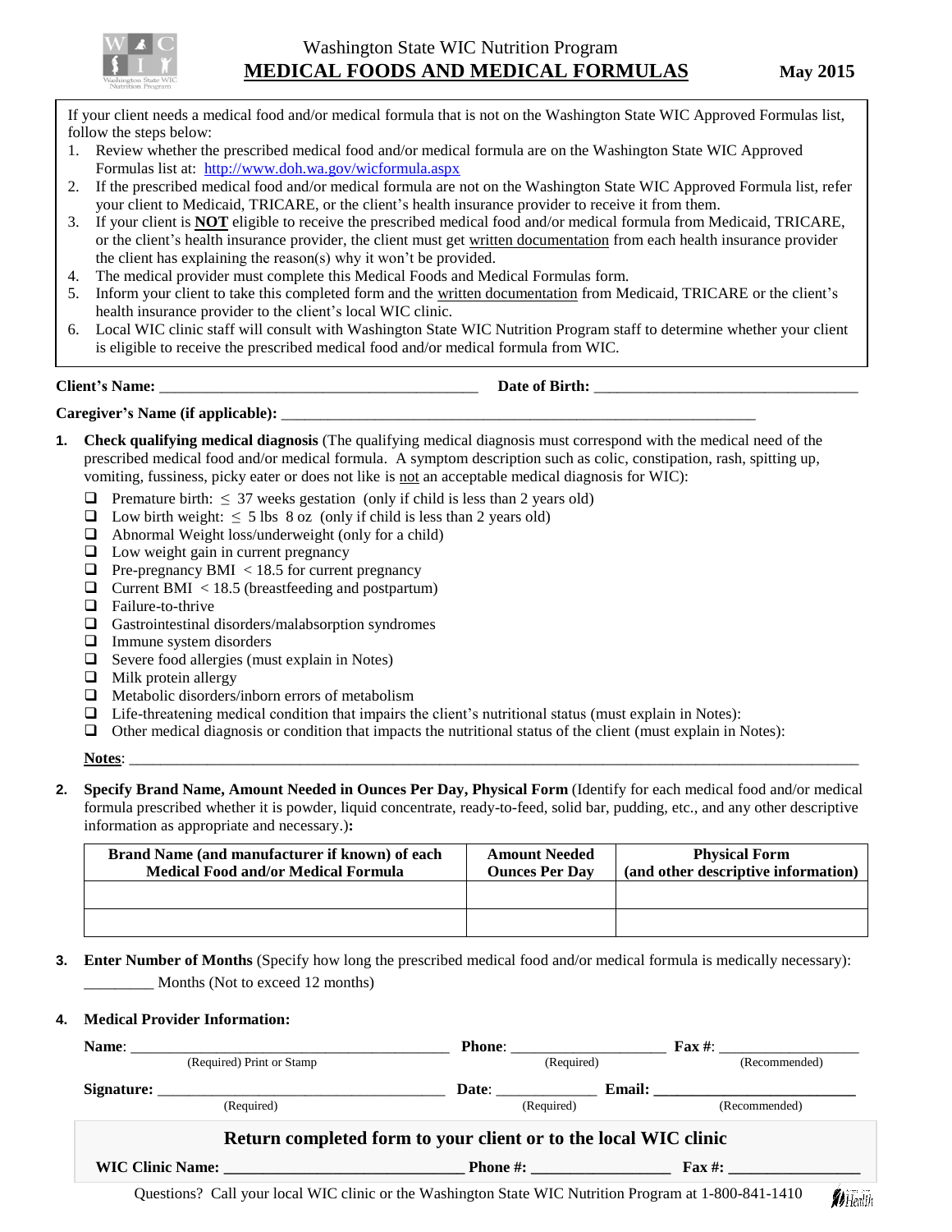Washington State WIC Nutrition Program

# MEDICAL FOODS AND MEDICAL FORMULAS

**May 2015**

If your client needs a medical food and/or medical formula that is not on the Washington State WIC Approved Formulas list, follow the steps below:

1. Review whether the prescribed medical food and/or medical formula are on the Washington State WIC Approved Formulas list at: http://www.doh.wa.gov/wicformula.aspx
2. If the prescribed medical food and/or medical formula are not on the Washington State WIC Approved Formula list, refer your client to Medicaid, TRICARE, or the client's health insurance provider to receive it from them.
3. If your client is **NOT** eligible to receive the prescribed medical food and/or medical formula from Medicaid, TRICARE, or the client's health insurance provider, the client must get written documentation from each health insurance provider the client has explaining the reason(s) why it won't be provided.
4. The medical provider must complete this Medical Foods and Medical Formulas form.
5. Inform your client to take this completed form and the written documentation from Medicaid, TRICARE or the client's health insurance provider to the client's local WIC clinic.
6. Local WIC clinic staff will consult with Washington State WIC Nutrition Program staff to determine whether your client is eligible to receive the prescribed medical food and/or medical formula from WIC.

**Client's Name:** ________________________________________ **Date of Birth:** __________________________________

**Caregiver's Name (if applicable):** ____________________________________________________________

1. **Check qualifying medical diagnosis** (The qualifying medical diagnosis must correspond with the medical need of the prescribed medical food and/or medical formula. A symptom description such as colic, constipation, rash, spitting up, vomiting, fussiness, picky eater or does not like is not an acceptable medical diagnosis for WIC):
   - ☐ Premature birth: $\leq$ 37 weeks gestation (only if child is less than 2 years old)
   - ☐ Low birth weight: $\leq$ 5 lbs 8 oz (only if child is less than 2 years old)
   - ☐ Abnormal Weight loss/underweight (only for a child)
   - ☐ Low weight gain in current pregnancy
   - ☐ Pre-pregnancy BMI $<$ 18.5 for current pregnancy
   - ☐ Current BMI $<$ 18.5 (breastfeeding and postpartum)
   - ☐ Failure-to-thrive
   - ☐ Gastrointestinal disorders/malabsorption syndromes
   - ☐ Immune system disorders
   - ☐ Severe food allergies (must explain in Notes)
   - ☐ Milk protein allergy
   - ☐ Metabolic disorders/inborn errors of metabolism
   - ☐ Life-threatening medical condition that impairs the client's nutritional status (must explain in Notes):
   - ☐ Other medical diagnosis or condition that impacts the nutritional status of the client (must explain in Notes):

   **Notes**: ____________________________________________________________________________________________

2. **Specify Brand Name, Amount Needed in Ounces Per Day, Physical Form** (Identify for each medical food and/or medical formula prescribed whether it is powder, liquid concentrate, ready-to-feed, solid bar, pudding, etc., and any other descriptive information as appropriate and necessary.)**:**

| Brand Name (and manufacturer if known) of each Medical Food and/or Medical Formula | Amount Needed Ounces Per Day | Physical Form (and other descriptive information) |
|---|---|---|
| | | |
| | | |

3. **Enter Number of Months** (Specify how long the prescribed medical food and/or medical formula is medically necessary):
   _________ Months (Not to exceed 12 months)

4. **Medical Provider Information:**

   **Name**: ________________________________________ (Required) Print or Stamp **Phone**: ____________________ (Required) **Fax #**: __________________ (Recommended)

   **Signature:** ____________________________________ (Required) **Date**: ____________ (Required) **Email:** ________________________ (Recommended)

**Return completed form to your client or to the local WIC clinic**

**WIC Clinic Name:** ______________________________ **Phone #:** _________________ **Fax #:** ________________

Questions? Call your local WIC clinic or the Washington State WIC Nutrition Program at 1-800-841-1410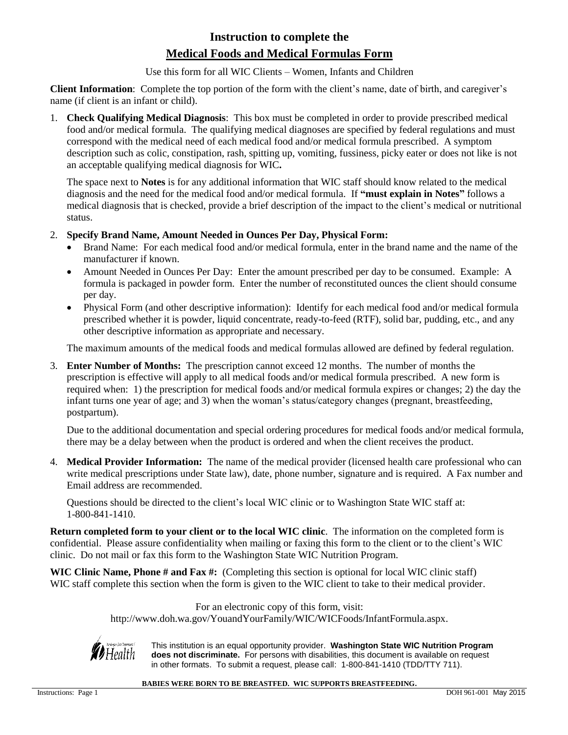# Instruction to complete the

## Medical Foods and Medical Formulas Form

Use this form for all WIC Clients – Women, Infants and Children

**Client Information**: Complete the top portion of the form with the client's name, date of birth, and caregiver's name (if client is an infant or child).

1. **Check Qualifying Medical Diagnosis**: This box must be completed in order to provide prescribed medical food and/or medical formula. The qualifying medical diagnoses are specified by federal regulations and must correspond with the medical need of each medical food and/or medical formula prescribed. A symptom description such as colic, constipation, rash, spitting up, vomiting, fussiness, picky eater or does not like is not an acceptable qualifying medical diagnosis for WIC**.**

   The space next to **Notes** is for any additional information that WIC staff should know related to the medical diagnosis and the need for the medical food and/or medical formula. If **"must explain in Notes"** follows a medical diagnosis that is checked, provide a brief description of the impact to the client's medical or nutritional status.

2. **Specify Brand Name, Amount Needed in Ounces Per Day, Physical Form:**
   - Brand Name: For each medical food and/or medical formula, enter in the brand name and the name of the manufacturer if known.
   - Amount Needed in Ounces Per Day: Enter the amount prescribed per day to be consumed. Example: A formula is packaged in powder form. Enter the number of reconstituted ounces the client should consume per day.
   - Physical Form (and other descriptive information): Identify for each medical food and/or medical formula prescribed whether it is powder, liquid concentrate, ready-to-feed (RTF), solid bar, pudding, etc., and any other descriptive information as appropriate and necessary.

   The maximum amounts of the medical foods and medical formulas allowed are defined by federal regulation.

3. **Enter Number of Months:** The prescription cannot exceed 12 months. The number of months the prescription is effective will apply to all medical foods and/or medical formula prescribed. A new form is required when: 1) the prescription for medical foods and/or medical formula expires or changes; 2) the day the infant turns one year of age; and 3) when the woman's status/category changes (pregnant, breastfeeding, postpartum).

   Due to the additional documentation and special ordering procedures for medical foods and/or medical formula, there may be a delay between when the product is ordered and when the client receives the product.

4. **Medical Provider Information:** The name of the medical provider (licensed health care professional who can write medical prescriptions under State law), date, phone number, signature and is required. A Fax number and Email address are recommended.

   Questions should be directed to the client's local WIC clinic or to Washington State WIC staff at: 1-800-841-1410.

**Return completed form to your client or to the local WIC clinic**. The information on the completed form is confidential. Please assure confidentiality when mailing or faxing this form to the client or to the client's WIC clinic. Do not mail or fax this form to the Washington State WIC Nutrition Program.

**WIC Clinic Name, Phone # and Fax #:** (Completing this section is optional for local WIC clinic staff)
WIC staff complete this section when the form is given to the WIC client to take to their medical provider.

For an electronic copy of this form, visit:
http://www.doh.wa.gov/YouandYourFamily/WIC/WICFoods/InfantFormula.aspx.

This institution is an equal opportunity provider. **Washington State WIC Nutrition Program does not discriminate.** For persons with disabilities, this document is available on request in other formats. To submit a request, please call: 1-800-841-1410 (TDD/TTY 711).

**BABIES WERE BORN TO BE BREASTFED. WIC SUPPORTS BREASTFEEDING.**

DOH 961-001 May 2015